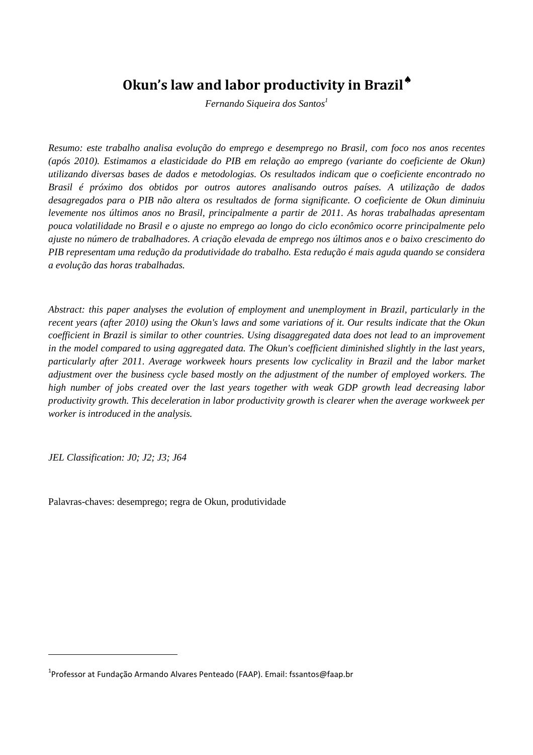# Okun's law and labor productivity in Brazil♠

*Fernando Siqueira dos Santos*[1]

*Resumo: este trabalho analisa evolução do emprego e desemprego no Brasil, com foco nos anos recentes (após 2010). Estimamos a elasticidade do PIB em relação ao emprego (variante do coeficiente de Okun) utilizando diversas bases de dados e metodologias. Os resultados indicam que o coeficiente encontrado no Brasil é próximo dos obtidos por outros autores analisando outros países. A utilização de dados desagregados para o PIB não altera os resultados de forma significante. O coeficiente de Okun diminuiu levemente nos últimos anos no Brasil, principalmente a partir de 2011. As horas trabalhadas apresentam pouca volatilidade no Brasil e o ajuste no emprego ao longo do ciclo econômico ocorre principalmente pelo ajuste no número de trabalhadores. A criação elevada de emprego nos últimos anos e o baixo crescimento do PIB representam uma redução da produtividade do trabalho. Esta redução é mais aguda quando se considera a evolução das horas trabalhadas.*

*Abstract: this paper analyses the evolution of employment and unemployment in Brazil, particularly in the recent years (after 2010) using the Okun's laws and some variations of it. Our results indicate that the Okun coefficient in Brazil is similar to other countries. Using disaggregated data does not lead to an improvement in the model compared to using aggregated data. The Okun's coefficient diminished slightly in the last years, particularly after 2011. Average workweek hours presents low cyclicality in Brazil and the labor market adjustment over the business cycle based mostly on the adjustment of the number of employed workers. The high number of jobs created over the last years together with weak GDP growth lead decreasing labor productivity growth. This deceleration in labor productivity growth is clearer when the average workweek per worker is introduced in the analysis.*

*JEL Classification: J0; J2; J3; J64*

Palavras-chaves: desemprego; regra de Okun, produtividade

---

[1] Professor at Fundação Armando Alvares Penteado (FAAP). Email: fssantos@faap.br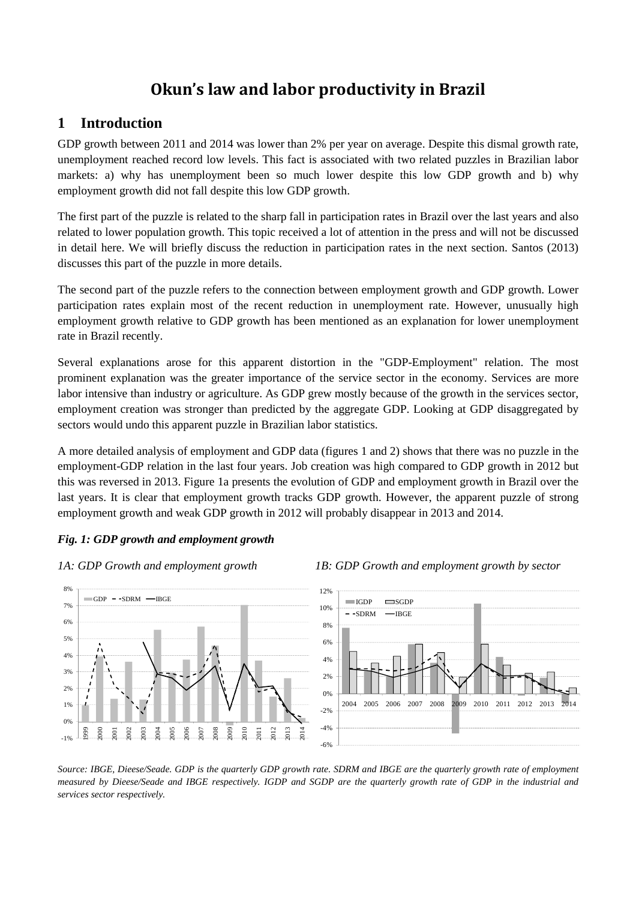# Okun's law and labor productivity in Brazil

## 1 Introduction

GDP growth between 2011 and 2014 was lower than 2% per year on average. Despite this dismal growth rate, unemployment reached record low levels. This fact is associated with two related puzzles in Brazilian labor markets: a) why has unemployment been so much lower despite this low GDP growth and b) why employment growth did not fall despite this low GDP growth.

The first part of the puzzle is related to the sharp fall in participation rates in Brazil over the last years and also related to lower population growth. This topic received a lot of attention in the press and will not be discussed in detail here. We will briefly discuss the reduction in participation rates in the next section. Santos (2013) discusses this part of the puzzle in more details.

The second part of the puzzle refers to the connection between employment growth and GDP growth. Lower participation rates explain most of the recent reduction in unemployment rate. However, unusually high employment growth relative to GDP growth has been mentioned as an explanation for lower unemployment rate in Brazil recently.

Several explanations arose for this apparent distortion in the "GDP-Employment" relation. The most prominent explanation was the greater importance of the service sector in the economy. Services are more labor intensive than industry or agriculture. As GDP grew mostly because of the growth in the services sector, employment creation was stronger than predicted by the aggregate GDP. Looking at GDP disaggregated by sectors would undo this apparent puzzle in Brazilian labor statistics.

A more detailed analysis of employment and GDP data (figures 1 and 2) shows that there was no puzzle in the employment-GDP relation in the last four years. Job creation was high compared to GDP growth in 2012 but this was reversed in 2013. Figure 1a presents the evolution of GDP and employment growth in Brazil over the last years. It is clear that employment growth tracks GDP growth. However, the apparent puzzle of strong employment growth and weak GDP growth in 2012 will probably disappear in 2013 and 2014.

***Fig. 1: GDP growth and employment growth***

*1A: GDP Growth and employment growth* *1B: GDP Growth and employment growth by sector*

*Source: IBGE, Dieese/Seade. GDP is the quarterly GDP growth rate. SDRM and IBGE are the quarterly growth rate of employment measured by Dieese/Seade and IBGE respectively. IGDP and SGDP are the quarterly growth rate of GDP in the industrial and services sector respectively.*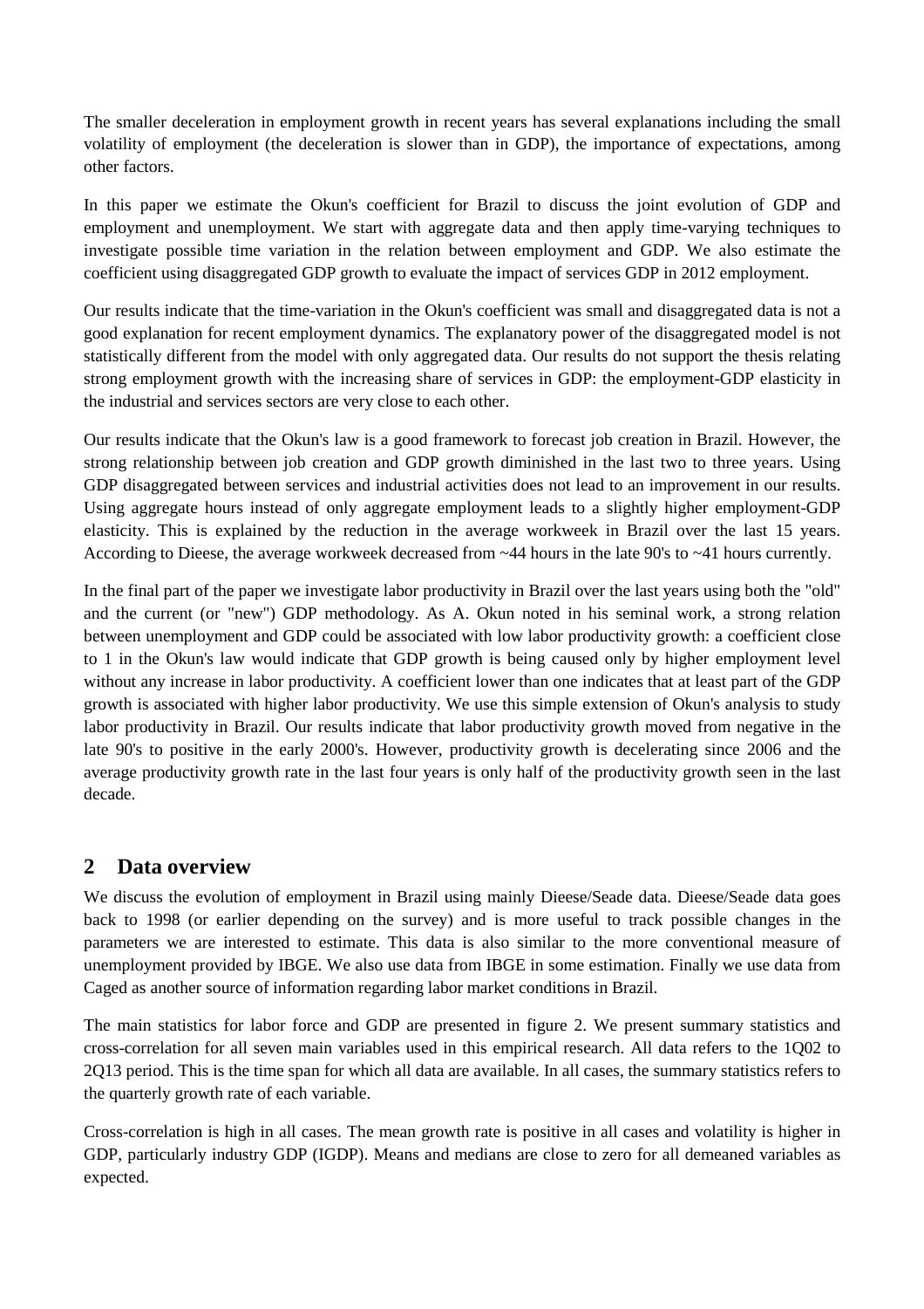The smaller deceleration in employment growth in recent years has several explanations including the small volatility of employment (the deceleration is slower than in GDP), the importance of expectations, among other factors.

In this paper we estimate the Okun's coefficient for Brazil to discuss the joint evolution of GDP and employment and unemployment. We start with aggregate data and then apply time-varying techniques to investigate possible time variation in the relation between employment and GDP. We also estimate the coefficient using disaggregated GDP growth to evaluate the impact of services GDP in 2012 employment.

Our results indicate that the time-variation in the Okun's coefficient was small and disaggregated data is not a good explanation for recent employment dynamics. The explanatory power of the disaggregated model is not statistically different from the model with only aggregated data. Our results do not support the thesis relating strong employment growth with the increasing share of services in GDP: the employment-GDP elasticity in the industrial and services sectors are very close to each other.

Our results indicate that the Okun's law is a good framework to forecast job creation in Brazil. However, the strong relationship between job creation and GDP growth diminished in the last two to three years. Using GDP disaggregated between services and industrial activities does not lead to an improvement in our results. Using aggregate hours instead of only aggregate employment leads to a slightly higher employment-GDP elasticity. This is explained by the reduction in the average workweek in Brazil over the last 15 years. According to Dieese, the average workweek decreased from ~44 hours in the late 90's to ~41 hours currently.

In the final part of the paper we investigate labor productivity in Brazil over the last years using both the "old" and the current (or "new") GDP methodology. As A. Okun noted in his seminal work, a strong relation between unemployment and GDP could be associated with low labor productivity growth: a coefficient close to 1 in the Okun's law would indicate that GDP growth is being caused only by higher employment level without any increase in labor productivity. A coefficient lower than one indicates that at least part of the GDP growth is associated with higher labor productivity. We use this simple extension of Okun's analysis to study labor productivity in Brazil. Our results indicate that labor productivity growth moved from negative in the late 90's to positive in the early 2000's. However, productivity growth is decelerating since 2006 and the average productivity growth rate in the last four years is only half of the productivity growth seen in the last decade.

## 2 Data overview

We discuss the evolution of employment in Brazil using mainly Dieese/Seade data. Dieese/Seade data goes back to 1998 (or earlier depending on the survey) and is more useful to track possible changes in the parameters we are interested to estimate. This data is also similar to the more conventional measure of unemployment provided by IBGE. We also use data from IBGE in some estimation. Finally we use data from Caged as another source of information regarding labor market conditions in Brazil.

The main statistics for labor force and GDP are presented in figure 2. We present summary statistics and cross-correlation for all seven main variables used in this empirical research. All data refers to the 1Q02 to 2Q13 period. This is the time span for which all data are available. In all cases, the summary statistics refers to the quarterly growth rate of each variable.

Cross-correlation is high in all cases. The mean growth rate is positive in all cases and volatility is higher in GDP, particularly industry GDP (IGDP). Means and medians are close to zero for all demeaned variables as expected.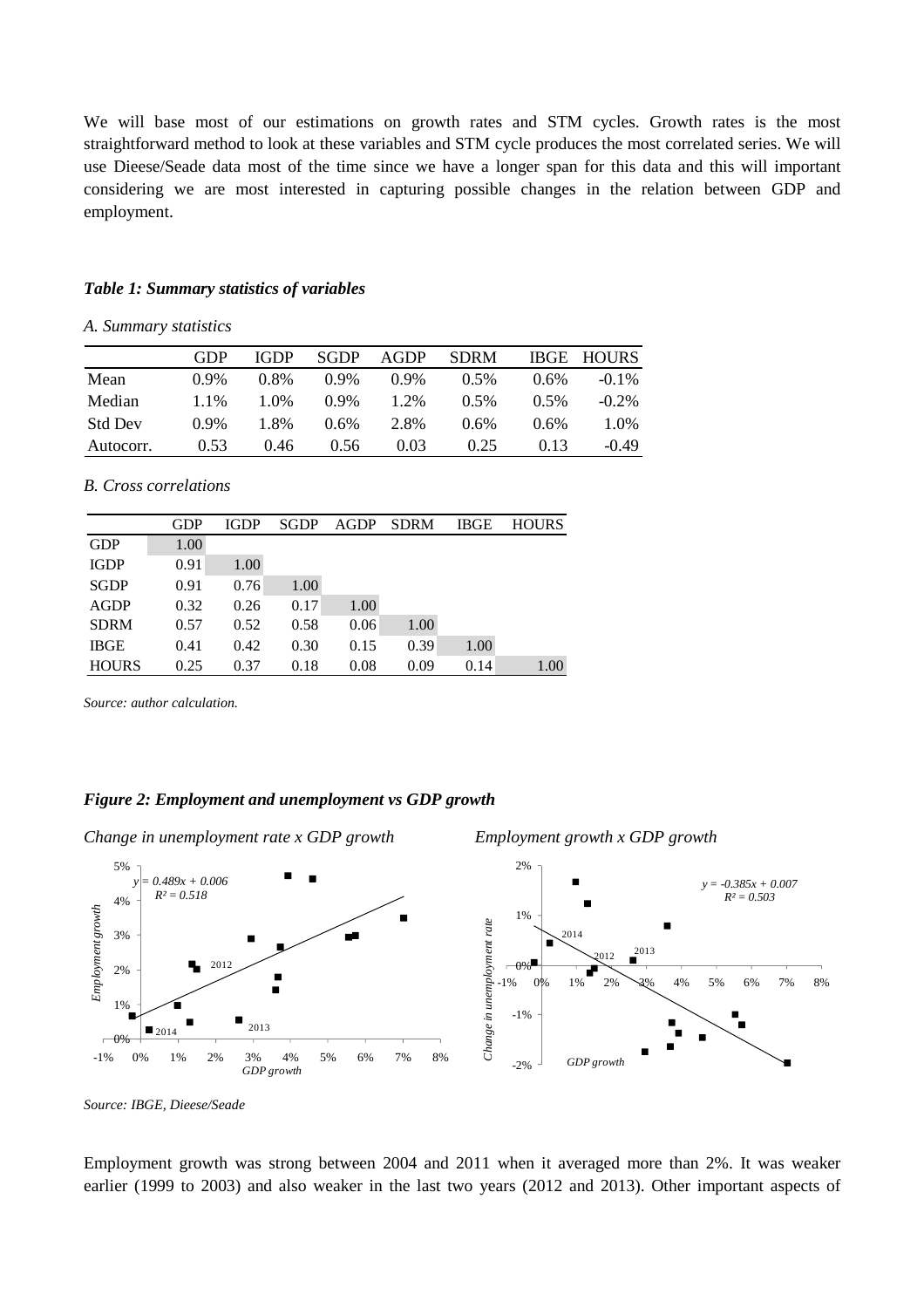We will base most of our estimations on growth rates and STM cycles. Growth rates is the most straightforward method to look at these variables and STM cycle produces the most correlated series. We will use Dieese/Seade data most of the time since we have a longer span for this data and this will important considering we are most interested in capturing possible changes in the relation between GDP and employment.

***Table 1: Summary statistics of variables***

*A. Summary statistics*

| | GDP | IGDP | SGDP | AGDP | SDRM | IBGE | HOURS |
|---|---|---|---|---|---|---|---|
| Mean | 0.9% | 0.8% | 0.9% | 0.9% | 0.5% | 0.6% | -0.1% |
| Median | 1.1% | 1.0% | 0.9% | 1.2% | 0.5% | 0.5% | -0.2% |
| Std Dev | 0.9% | 1.8% | 0.6% | 2.8% | 0.6% | 0.6% | 1.0% |
| Autocorr. | 0.53 | 0.46 | 0.56 | 0.03 | 0.25 | 0.13 | -0.49 |

*B. Cross correlations*

| | GDP | IGDP | SGDP | AGDP | SDRM | IBGE | HOURS |
|---|---|---|---|---|---|---|---|
| GDP | 1.00 | | | | | | |
| IGDP | 0.91 | 1.00 | | | | | |
| SGDP | 0.91 | 0.76 | 1.00 | | | | |
| AGDP | 0.32 | 0.26 | 0.17 | 1.00 | | | |
| SDRM | 0.57 | 0.52 | 0.58 | 0.06 | 1.00 | | |
| IBGE | 0.41 | 0.42 | 0.30 | 0.15 | 0.39 | 1.00 | |
| HOURS | 0.25 | 0.37 | 0.18 | 0.08 | 0.09 | 0.14 | 1.00 |

*Source: author calculation.*

***Figure 2: Employment and unemployment vs GDP growth***

*Change in unemployment rate x GDP growth* *Employment growth x GDP growth*

*Source: IBGE, Dieese/Seade*

Employment growth was strong between 2004 and 2011 when it averaged more than 2%. It was weaker earlier (1999 to 2003) and also weaker in the last two years (2012 and 2013). Other important aspects of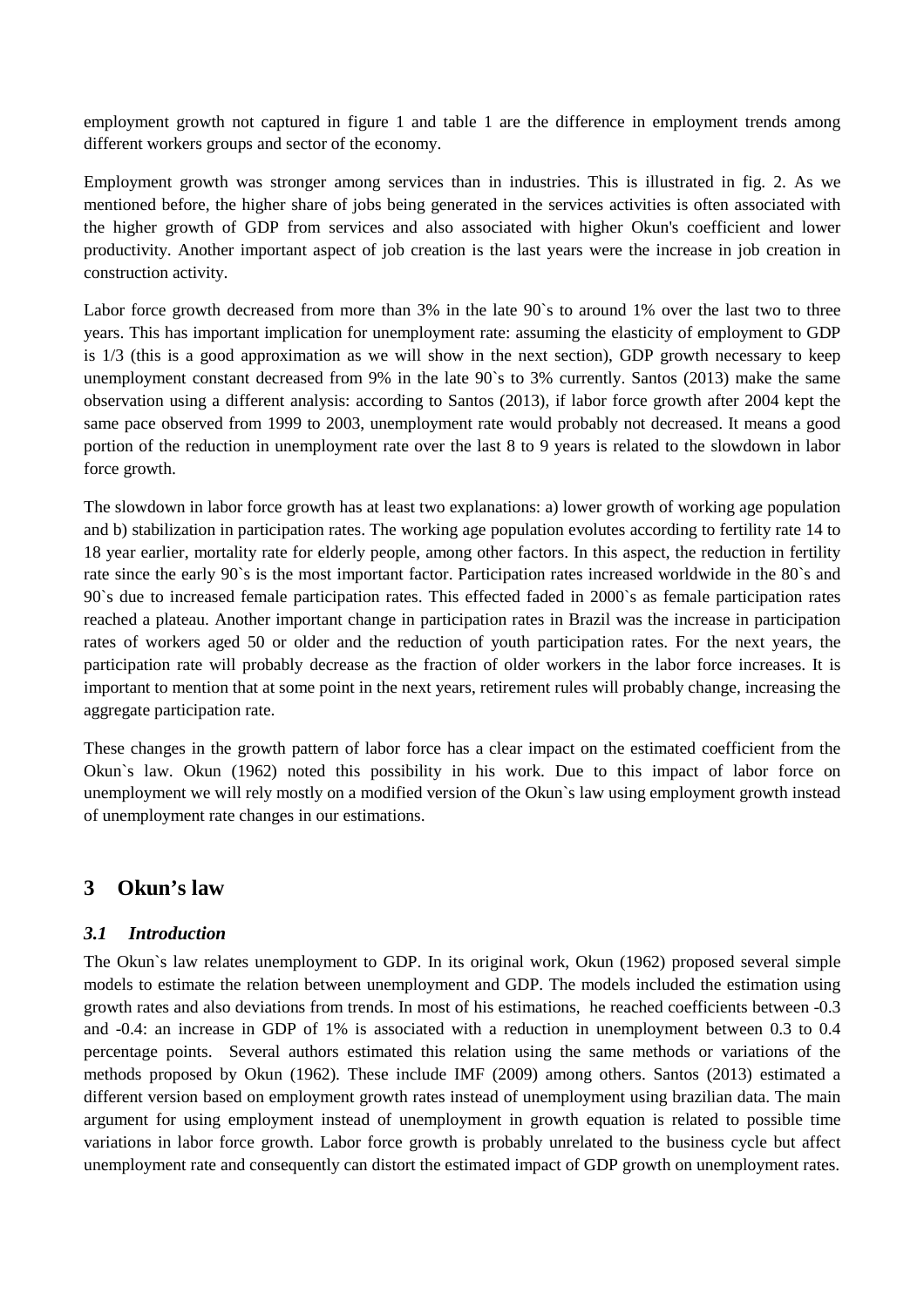employment growth not captured in figure 1 and table 1 are the difference in employment trends among different workers groups and sector of the economy.

Employment growth was stronger among services than in industries. This is illustrated in fig. 2. As we mentioned before, the higher share of jobs being generated in the services activities is often associated with the higher growth of GDP from services and also associated with higher Okun's coefficient and lower productivity. Another important aspect of job creation is the last years were the increase in job creation in construction activity.

Labor force growth decreased from more than 3% in the late 90`s to around 1% over the last two to three years. This has important implication for unemployment rate: assuming the elasticity of employment to GDP is 1/3 (this is a good approximation as we will show in the next section), GDP growth necessary to keep unemployment constant decreased from 9% in the late 90`s to 3% currently. Santos (2013) make the same observation using a different analysis: according to Santos (2013), if labor force growth after 2004 kept the same pace observed from 1999 to 2003, unemployment rate would probably not decreased. It means a good portion of the reduction in unemployment rate over the last 8 to 9 years is related to the slowdown in labor force growth.

The slowdown in labor force growth has at least two explanations: a) lower growth of working age population and b) stabilization in participation rates. The working age population evolutes according to fertility rate 14 to 18 year earlier, mortality rate for elderly people, among other factors. In this aspect, the reduction in fertility rate since the early 90`s is the most important factor. Participation rates increased worldwide in the 80`s and 90`s due to increased female participation rates. This effected faded in 2000`s as female participation rates reached a plateau. Another important change in participation rates in Brazil was the increase in participation rates of workers aged 50 or older and the reduction of youth participation rates. For the next years, the participation rate will probably decrease as the fraction of older workers in the labor force increases. It is important to mention that at some point in the next years, retirement rules will probably change, increasing the aggregate participation rate.

These changes in the growth pattern of labor force has a clear impact on the estimated coefficient from the Okun`s law. Okun (1962) noted this possibility in his work. Due to this impact of labor force on unemployment we will rely mostly on a modified version of the Okun`s law using employment growth instead of unemployment rate changes in our estimations.

# 3 Okun's law

## *3.1 Introduction*

The Okun`s law relates unemployment to GDP. In its original work, Okun (1962) proposed several simple models to estimate the relation between unemployment and GDP. The models included the estimation using growth rates and also deviations from trends. In most of his estimations, he reached coefficients between -0.3 and -0.4: an increase in GDP of 1% is associated with a reduction in unemployment between 0.3 to 0.4 percentage points. Several authors estimated this relation using the same methods or variations of the methods proposed by Okun (1962). These include IMF (2009) among others. Santos (2013) estimated a different version based on employment growth rates instead of unemployment using brazilian data. The main argument for using employment instead of unemployment in growth equation is related to possible time variations in labor force growth. Labor force growth is probably unrelated to the business cycle but affect unemployment rate and consequently can distort the estimated impact of GDP growth on unemployment rates.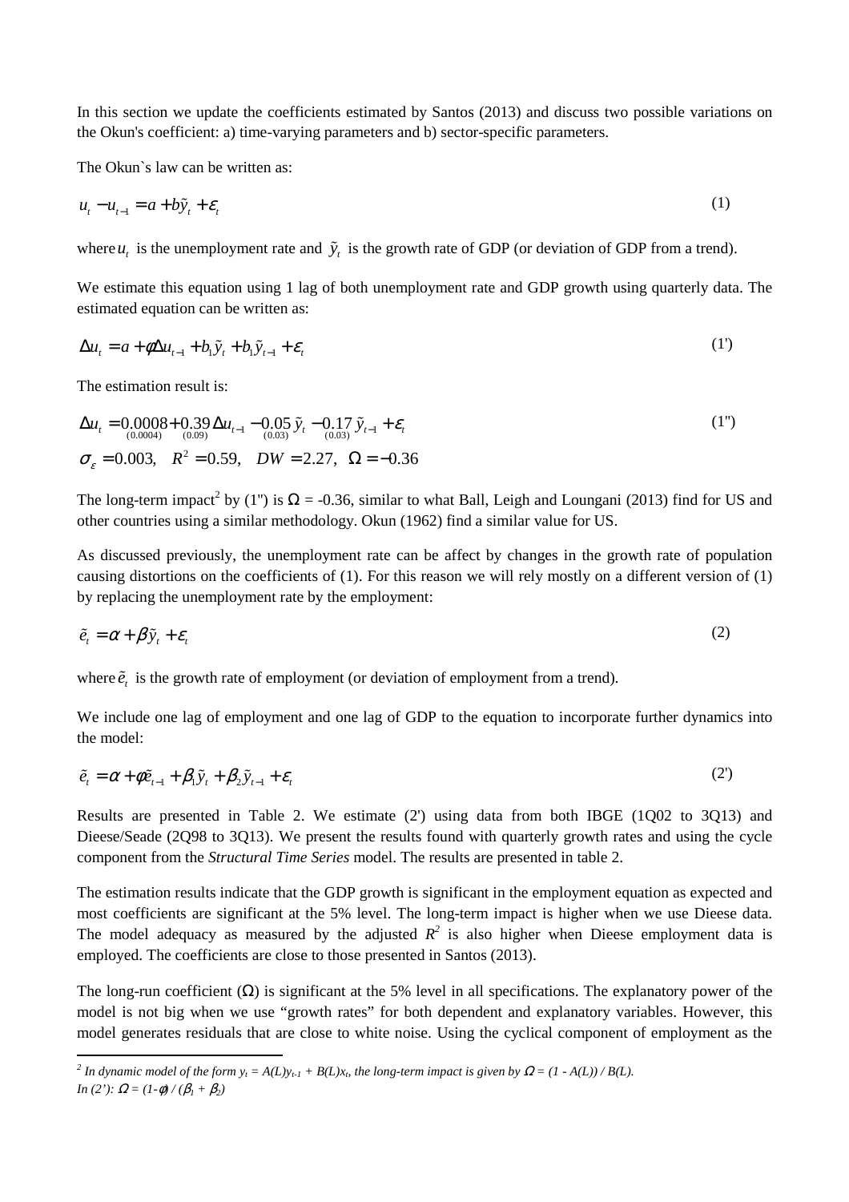In this section we update the coefficients estimated by Santos (2013) and discuss two possible variations on the Okun's coefficient: a) time-varying parameters and b) sector-specific parameters.

The Okun`s law can be written as:

$$u_t - u_{t-1} = a + b\tilde{y}_t + \varepsilon_t \tag{1}$$

where $u_t$ is the unemployment rate and $\tilde{y}_t$ is the growth rate of GDP (or deviation of GDP from a trend).

We estimate this equation using 1 lag of both unemployment rate and GDP growth using quarterly data. The estimated equation can be written as:

$$\Delta u_t = a + \phi \Delta u_{t-1} + b_1 \tilde{y}_t + b_1 \tilde{y}_{t-1} + \varepsilon_t \tag{1'}$$

The estimation result is:

$$\Delta u_t = \underset{(0.0004)}{0.0008} + \underset{(0.09)}{0.39}\Delta u_{t-1} - \underset{(0.03)}{0.05}\tilde{y}_t - \underset{(0.03)}{0.17}\tilde{y}_{t-1} + \varepsilon_t \tag{1''}$$

$$\sigma_\varepsilon = 0.003, \quad R^2 = 0.59, \quad DW = 2.27, \quad \Omega = -0.36$$

The long-term impact[2] by (1'') is $\Omega$ = -0.36, similar to what Ball, Leigh and Loungani (2013) find for US and other countries using a similar methodology. Okun (1962) find a similar value for US.

As discussed previously, the unemployment rate can be affect by changes in the growth rate of population causing distortions on the coefficients of (1). For this reason we will rely mostly on a different version of (1) by replacing the unemployment rate by the employment:

$$\tilde{e}_t = \alpha + \beta \tilde{y}_t + \varepsilon_t \tag{2}$$

where $\tilde{e}_t$ is the growth rate of employment (or deviation of employment from a trend).

We include one lag of employment and one lag of GDP to the equation to incorporate further dynamics into the model:

$$\tilde{e}_t = \alpha + \phi \tilde{e}_{t-1} + \beta_1 \tilde{y}_t + \beta_2 \tilde{y}_{t-1} + \varepsilon_t \tag{2'}$$

Results are presented in Table 2. We estimate (2') using data from both IBGE (1Q02 to 3Q13) and Dieese/Seade (2Q98 to 3Q13). We present the results found with quarterly growth rates and using the cycle component from the *Structural Time Series* model. The results are presented in table 2.

The estimation results indicate that the GDP growth is significant in the employment equation as expected and most coefficients are significant at the 5% level. The long-term impact is higher when we use Dieese data. The model adequacy as measured by the adjusted $R^2$ is also higher when Dieese employment data is employed. The coefficients are close to those presented in Santos (2013).

The long-run coefficient ($\Omega$) is significant at the 5% level in all specifications. The explanatory power of the model is not big when we use "growth rates" for both dependent and explanatory variables. However, this model generates residuals that are close to white noise. Using the cyclical component of employment as the

---

[2] *In dynamic model of the form $y_t = A(L)y_{t-1} + B(L)x_t$, the long-term impact is given by $\Omega = (1 - A(L)) / B(L)$. In (2'): $\Omega = (1-\phi) / (\beta_1 + \beta_2)$*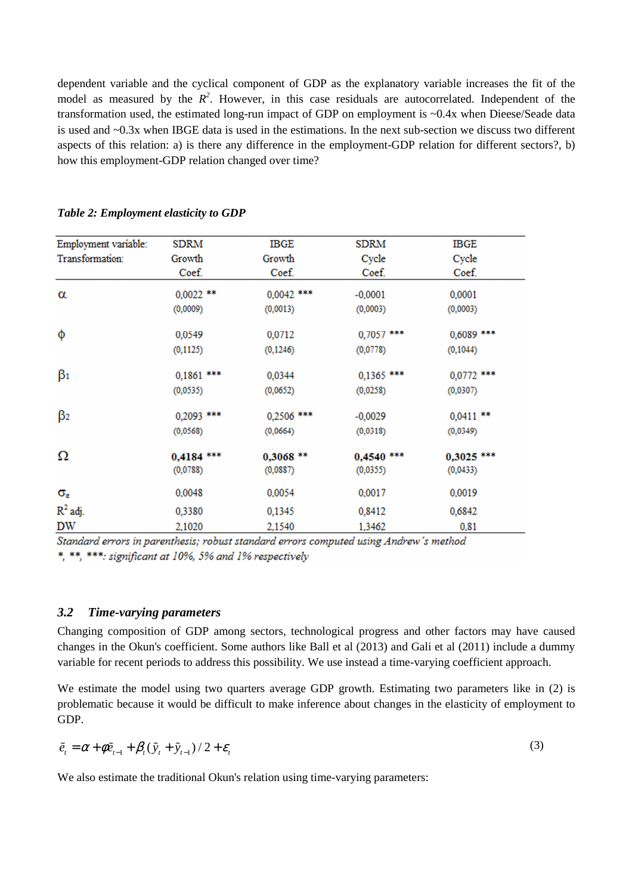dependent variable and the cyclical component of GDP as the explanatory variable increases the fit of the model as measured by the $R^2$. However, in this case residuals are autocorrelated. Independent of the transformation used, the estimated long-run impact of GDP on employment is ~0.4x when Dieese/Seade data is used and ~0.3x when IBGE data is used in the estimations. In the next sub-section we discuss two different aspects of this relation: a) is there any difference in the employment-GDP relation for different sectors?, b) how this employment-GDP relation changed over time?

***Table 2: Employment elasticity to GDP***

| Employment variable: | SDRM | IBGE | SDRM | IBGE |
|---|---|---|---|---|
| Transformation: | Growth | Growth | Cycle | Cycle |
| | Coef. | Coef. | Coef. | Coef. |
| $\alpha$ | 0,0022 ** | 0,0042 *** | -0,0001 | 0,0001 |
| | (0,0009) | (0,0013) | (0,0003) | (0,0003) |
| $\phi$ | 0,0549 | 0,0712 | 0,7057 *** | 0,6089 *** |
| | (0,1125) | (0,1246) | (0,0778) | (0,1044) |
| $\beta_1$ | 0,1861 *** | 0,0344 | 0,1365 *** | 0,0772 *** |
| | (0,0535) | (0,0652) | (0,0258) | (0,0307) |
| $\beta_2$ | 0,2093 *** | 0,2506 *** | -0,0029 | 0,0411 ** |
| | (0,0568) | (0,0664) | (0,0318) | (0,0349) |
| $\Omega$ | **0,4184** *** | **0,3068** ** | **0,4540** *** | **0,3025** *** |
| | (0,0788) | (0,0887) | (0,0355) | (0,0433) |
| $\sigma_e$ | 0,0048 | 0,0054 | 0,0017 | 0,0019 |
| $R^2$ adj. | 0,3380 | 0,1345 | 0,8412 | 0,6842 |
| DW | 2,1020 | 2,1540 | 1,3462 | 0,81 |

*Standard errors in parenthesis; robust standard errors computed using Andrew's method*
*\*, \*\*, \*\*\*: significant at 10%, 5% and 1% respectively*

### *3.2 Time-varying parameters*

Changing composition of GDP among sectors, technological progress and other factors may have caused changes in the Okun's coefficient. Some authors like Ball et al (2013) and Gali et al (2011) include a dummy variable for recent periods to address this possibility. We use instead a time-varying coefficient approach.

We estimate the model using two quarters average GDP growth. Estimating two parameters like in (2) is problematic because it would be difficult to make inference about changes in the elasticity of employment to GDP.

$$\tilde{e}_t = \alpha + \phi \tilde{e}_{t-1} + \beta_t (\tilde{y}_t + \tilde{y}_{t-1})/2 + \varepsilon_t \tag{3}$$

We also estimate the traditional Okun's relation using time-varying parameters: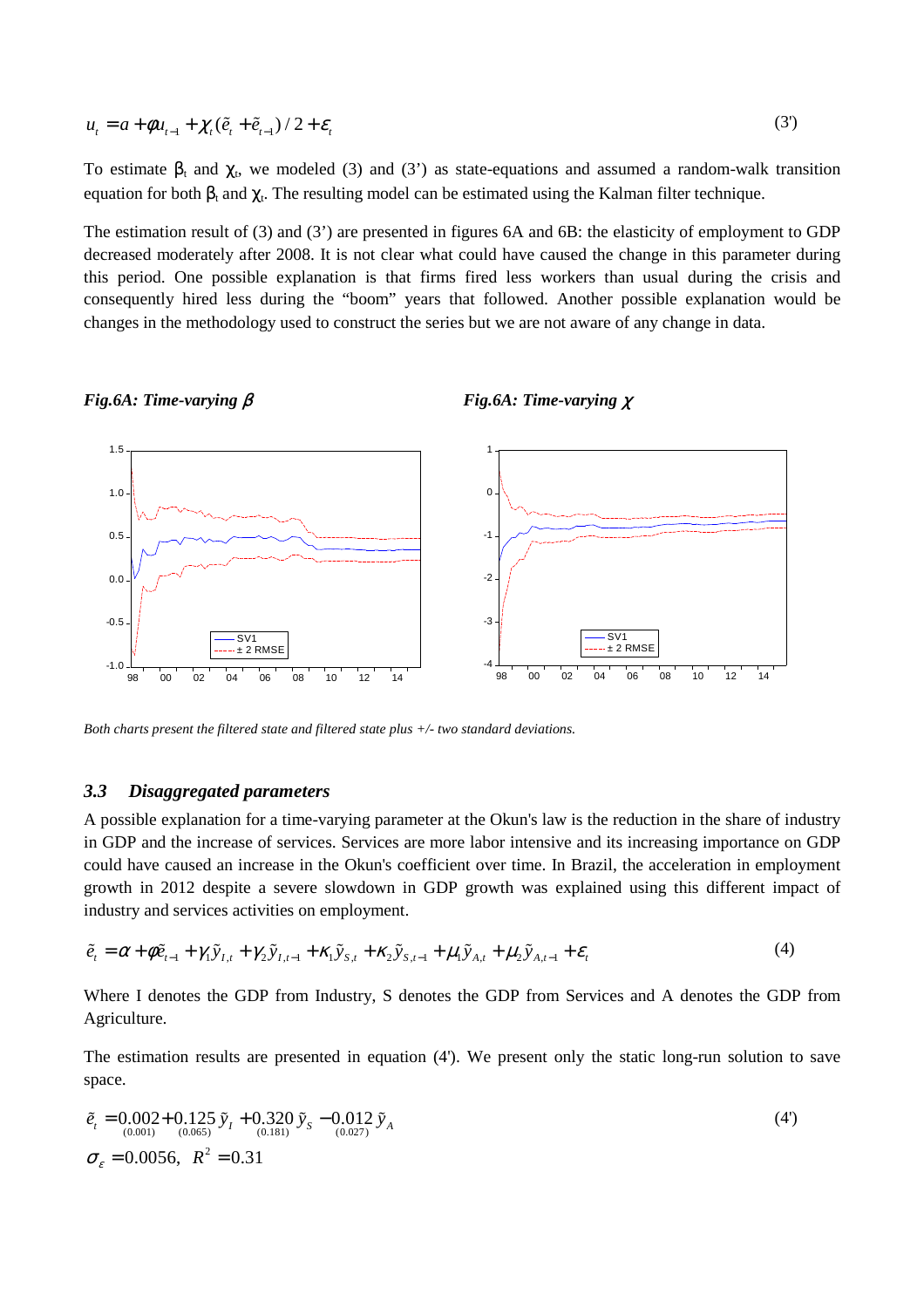$$u_t = a + \phi u_{t-1} + \chi_t (\tilde{e}_t + \tilde{e}_{t-1})/2 + \varepsilon_t \tag{3'}$$

To estimate $\beta_t$ and $\chi_t$, we modeled (3) and (3') as state-equations and assumed a random-walk transition equation for both $\beta_t$ and $\chi_t$. The resulting model can be estimated using the Kalman filter technique.

The estimation result of (3) and (3') are presented in figures 6A and 6B: the elasticity of employment to GDP decreased moderately after 2008. It is not clear what could have caused the change in this parameter during this period. One possible explanation is that firms fired less workers than usual during the crisis and consequently hired less during the "boom" years that followed. Another possible explanation would be changes in the methodology used to construct the series but we are not aware of any change in data.

***Fig.6A: Time-varying $\beta$***

***Fig.6A: Time-varying $\chi$***

*Both charts present the filtered state and filtered state plus +/- two standard deviations.*

### *3.3 Disaggregated parameters*

A possible explanation for a time-varying parameter at the Okun's law is the reduction in the share of industry in GDP and the increase of services. Services are more labor intensive and its increasing importance on GDP could have caused an increase in the Okun's coefficient over time. In Brazil, the acceleration in employment growth in 2012 despite a severe slowdown in GDP growth was explained using this different impact of industry and services activities on employment.

$$\tilde{e}_t = \alpha + \phi \tilde{e}_{t-1} + \gamma_1 \tilde{y}_{I,t} + \gamma_2 \tilde{y}_{I,t-1} + \kappa_1 \tilde{y}_{S,t} + \kappa_2 \tilde{y}_{S,t-1} + \mu_1 \tilde{y}_{A,t} + \mu_2 \tilde{y}_{A,t-1} + \varepsilon_t \tag{4}$$

Where I denotes the GDP from Industry, S denotes the GDP from Services and A denotes the GDP from Agriculture.

The estimation results are presented in equation (4'). We present only the static long-run solution to save space.

$$\tilde{e}_t = \underset{(0.001)}{0.002} + \underset{(0.065)}{0.125}\,\tilde{y}_I + \underset{(0.181)}{0.320}\,\tilde{y}_S - \underset{(0.027)}{0.012}\,\tilde{y}_A \tag{4'}$$

$$\sigma_\varepsilon = 0.0056, \;\; R^2 = 0.31$$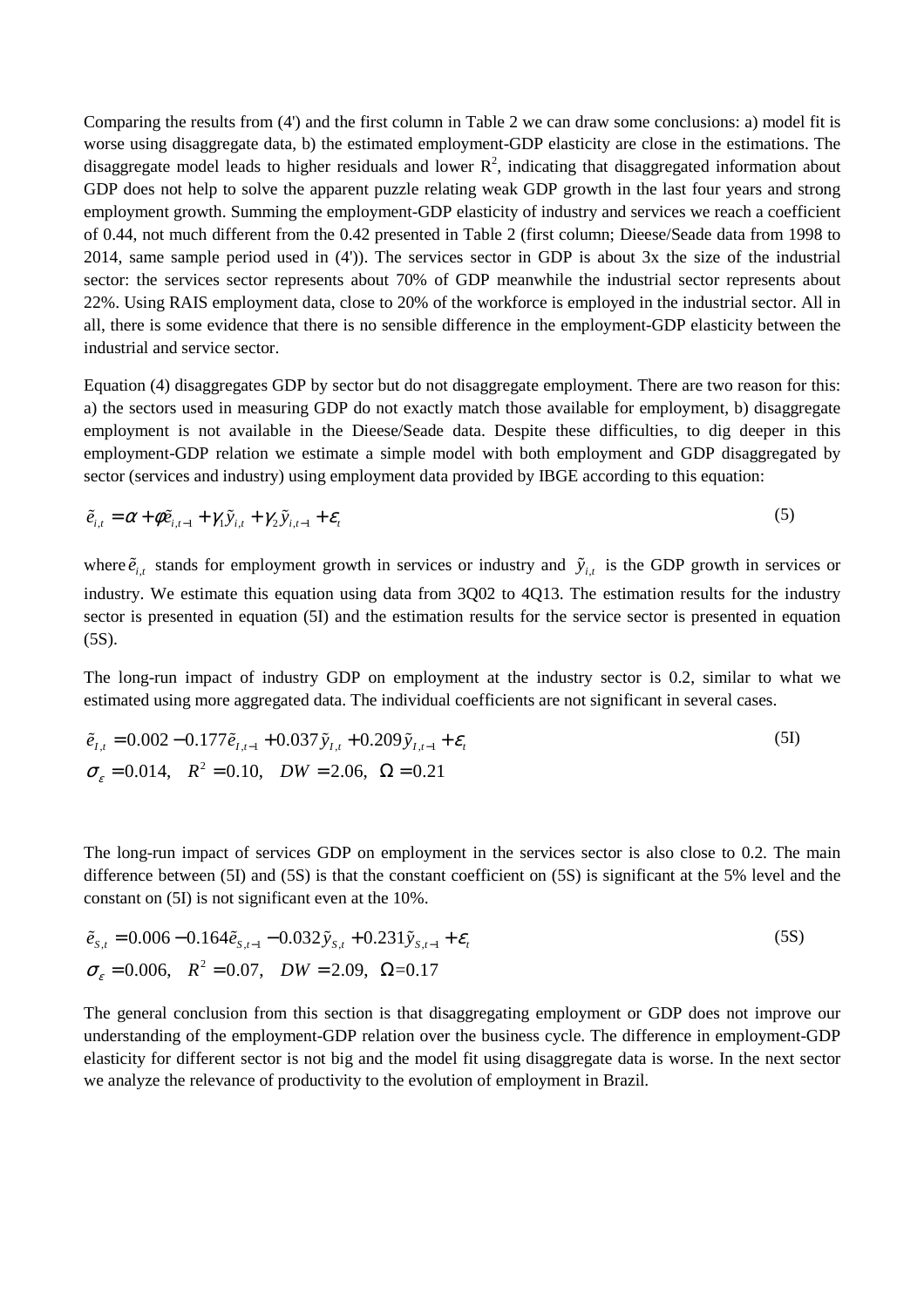Comparing the results from (4') and the first column in Table 2 we can draw some conclusions: a) model fit is worse using disaggregate data, b) the estimated employment-GDP elasticity are close in the estimations. The disaggregate model leads to higher residuals and lower $R^2$, indicating that disaggregated information about GDP does not help to solve the apparent puzzle relating weak GDP growth in the last four years and strong employment growth. Summing the employment-GDP elasticity of industry and services we reach a coefficient of 0.44, not much different from the 0.42 presented in Table 2 (first column; Dieese/Seade data from 1998 to 2014, same sample period used in (4')). The services sector in GDP is about 3x the size of the industrial sector: the services sector represents about 70% of GDP meanwhile the industrial sector represents about 22%. Using RAIS employment data, close to 20% of the workforce is employed in the industrial sector. All in all, there is some evidence that there is no sensible difference in the employment-GDP elasticity between the industrial and service sector.

Equation (4) disaggregates GDP by sector but do not disaggregate employment. There are two reason for this: a) the sectors used in measuring GDP do not exactly match those available for employment, b) disaggregate employment is not available in the Dieese/Seade data. Despite these difficulties, to dig deeper in this employment-GDP relation we estimate a simple model with both employment and GDP disaggregated by sector (services and industry) using employment data provided by IBGE according to this equation:

$$\tilde{e}_{i,t} = \alpha + \phi \tilde{e}_{i,t-1} + \gamma_1 \tilde{y}_{i,t} + \gamma_2 \tilde{y}_{i,t-1} + \varepsilon_t \tag{5}$$

where $\tilde{e}_{i,t}$ stands for employment growth in services or industry and $\tilde{y}_{i,t}$ is the GDP growth in services or industry. We estimate this equation using data from 3Q02 to 4Q13. The estimation results for the industry sector is presented in equation (5I) and the estimation results for the service sector is presented in equation (5S).

The long-run impact of industry GDP on employment at the industry sector is 0.2, similar to what we estimated using more aggregated data. The individual coefficients are not significant in several cases.

$$\tilde{e}_{I,t} = 0.002 - 0.177\tilde{e}_{I,t-1} + 0.037\tilde{y}_{I,t} + 0.209\tilde{y}_{I,t-1} + \varepsilon_t \tag{5I}$$

$$\sigma_\varepsilon = 0.014, \quad R^2 = 0.10, \quad DW = 2.06, \quad \Omega = 0.21$$

The long-run impact of services GDP on employment in the services sector is also close to 0.2. The main difference between (5I) and (5S) is that the constant coefficient on (5S) is significant at the 5% level and the constant on (5I) is not significant even at the 10%.

$$\tilde{e}_{S,t} = 0.006 - 0.164\tilde{e}_{S,t-1} - 0.032\tilde{y}_{S,t} + 0.231\tilde{y}_{S,t-1} + \varepsilon_t \tag{5S}$$

$$\sigma_\varepsilon = 0.006, \quad R^2 = 0.07, \quad DW = 2.09, \quad \Omega = 0.17$$

The general conclusion from this section is that disaggregating employment or GDP does not improve our understanding of the employment-GDP relation over the business cycle. The difference in employment-GDP elasticity for different sector is not big and the model fit using disaggregate data is worse. In the next sector we analyze the relevance of productivity to the evolution of employment in Brazil.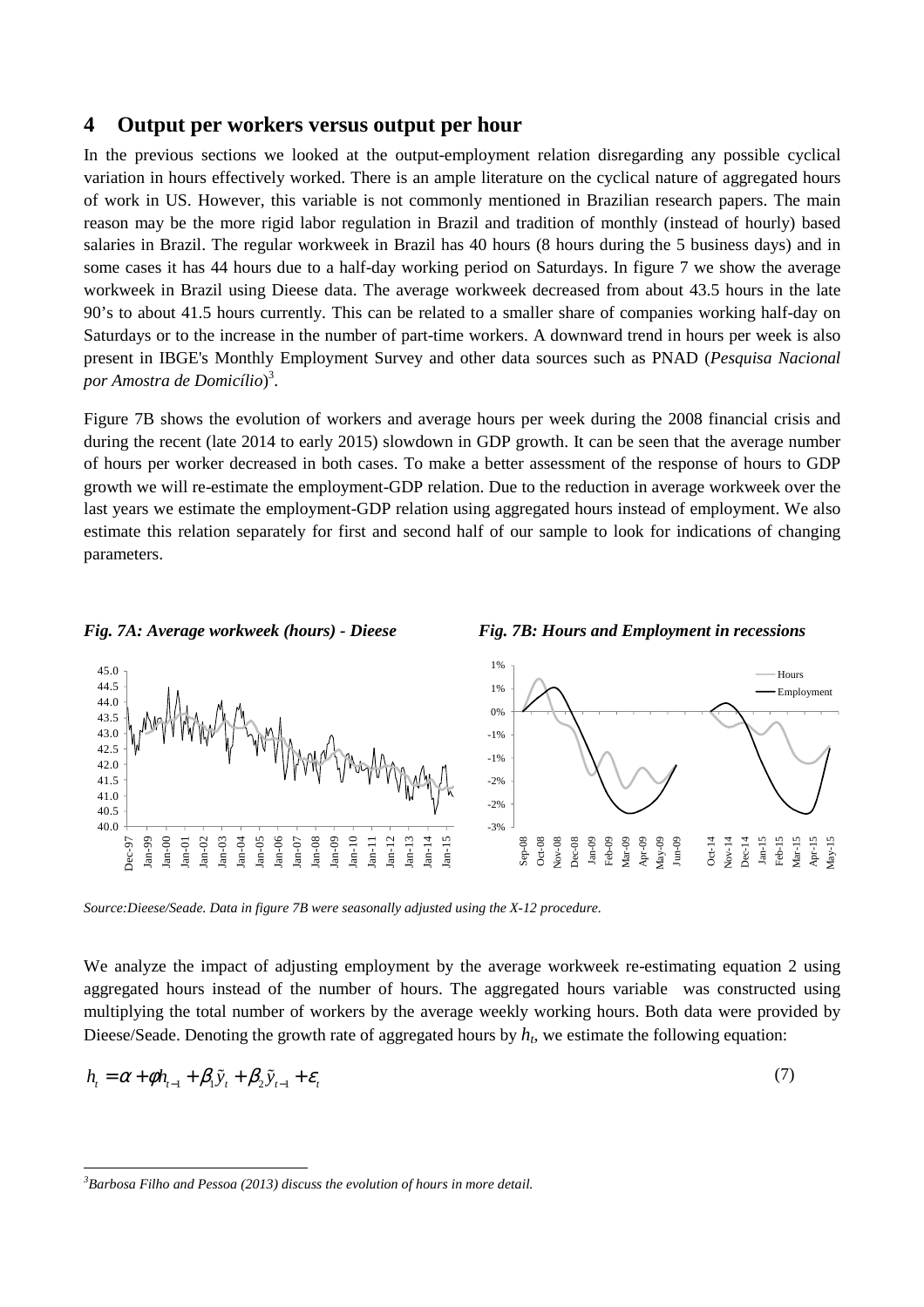## 4 Output per workers versus output per hour

In the previous sections we looked at the output-employment relation disregarding any possible cyclical variation in hours effectively worked. There is an ample literature on the cyclical nature of aggregated hours of work in US. However, this variable is not commonly mentioned in Brazilian research papers. The main reason may be the more rigid labor regulation in Brazil and tradition of monthly (instead of hourly) based salaries in Brazil. The regular workweek in Brazil has 40 hours (8 hours during the 5 business days) and in some cases it has 44 hours due to a half-day working period on Saturdays. In figure 7 we show the average workweek in Brazil using Dieese data. The average workweek decreased from about 43.5 hours in the late 90's to about 41.5 hours currently. This can be related to a smaller share of companies working half-day on Saturdays or to the increase in the number of part-time workers. A downward trend in hours per week is also present in IBGE's Monthly Employment Survey and other data sources such as PNAD (*Pesquisa Nacional por Amostra de Domicílio*)[3].

Figure 7B shows the evolution of workers and average hours per week during the 2008 financial crisis and during the recent (late 2014 to early 2015) slowdown in GDP growth. It can be seen that the average number of hours per worker decreased in both cases. To make a better assessment of the response of hours to GDP growth we will re-estimate the employment-GDP relation. Due to the reduction in average workweek over the last years we estimate the employment-GDP relation using aggregated hours instead of employment. We also estimate this relation separately for first and second half of our sample to look for indications of changing parameters.

***Fig. 7A: Average workweek (hours) - Dieese***

***Fig. 7B: Hours and Employment in recessions***

*Source:Dieese/Seade. Data in figure 7B were seasonally adjusted using the X-12 procedure.*

We analyze the impact of adjusting employment by the average workweek re-estimating equation 2 using aggregated hours instead of the number of hours. The aggregated hours variable was constructed using multiplying the total number of workers by the average weekly working hours. Both data were provided by Dieese/Seade. Denoting the growth rate of aggregated hours by $h_t$, we estimate the following equation:

$$h_t = \alpha + \phi h_{t-1} + \beta_1 \tilde{y}_t + \beta_2 \tilde{y}_{t-1} + \varepsilon_t \tag{7}$$

---

[3] *Barbosa Filho and Pessoa (2013) discuss the evolution of hours in more detail.*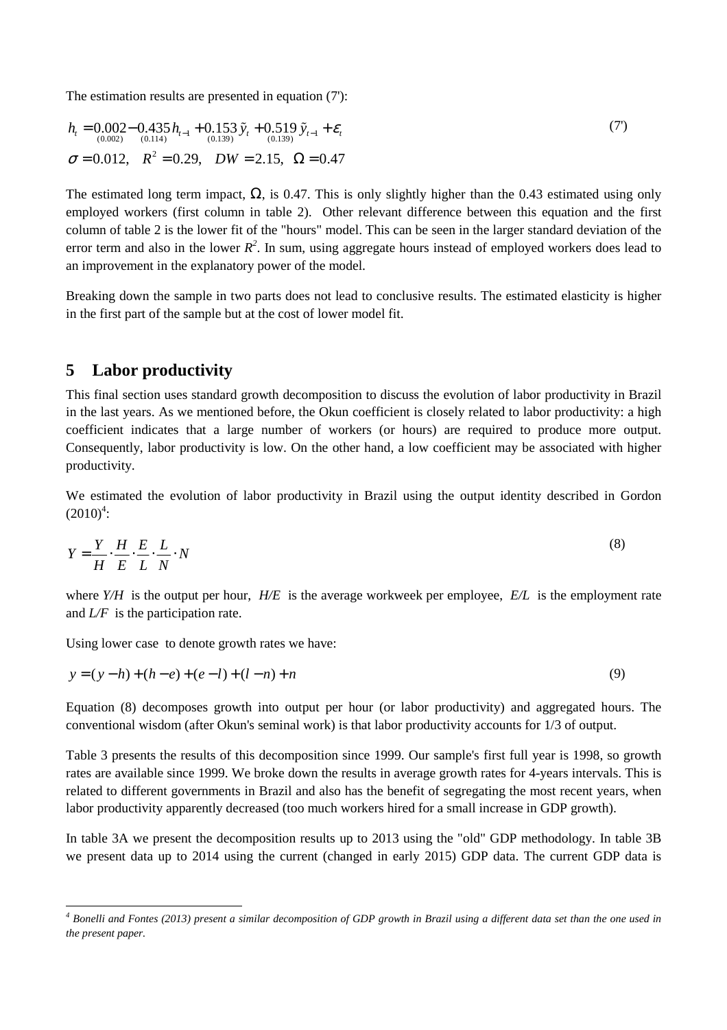The estimation results are presented in equation (7'):

$$h_t = \underset{(0.002)}{0.002} - \underset{(0.114)}{0.435}\, h_{t-1} + \underset{(0.139)}{0.153}\, \tilde{y}_t + \underset{(0.139)}{0.519}\, \tilde{y}_{t-1} + \varepsilon_t \tag{7'}$$

$$\sigma = 0.012, \quad R^2 = 0.29, \quad DW = 2.15, \quad \Omega = 0.47$$

The estimated long term impact, $\Omega$, is 0.47. This is only slightly higher than the 0.43 estimated using only employed workers (first column in table 2). Other relevant difference between this equation and the first column of table 2 is the lower fit of the "hours" model. This can be seen in the larger standard deviation of the error term and also in the lower $R^2$. In sum, using aggregate hours instead of employed workers does lead to an improvement in the explanatory power of the model.

Breaking down the sample in two parts does not lead to conclusive results. The estimated elasticity is higher in the first part of the sample but at the cost of lower model fit.

## 5 Labor productivity

This final section uses standard growth decomposition to discuss the evolution of labor productivity in Brazil in the last years. As we mentioned before, the Okun coefficient is closely related to labor productivity: a high coefficient indicates that a large number of workers (or hours) are required to produce more output. Consequently, labor productivity is low. On the other hand, a low coefficient may be associated with higher productivity.

We estimated the evolution of labor productivity in Brazil using the output identity described in Gordon (2010)[4]:

$$Y = \frac{Y}{H} \cdot \frac{H}{E} \cdot \frac{E}{L} \cdot \frac{L}{N} \cdot N \tag{8}$$

where $Y/H$ is the output per hour, $H/E$ is the average workweek per employee, $E/L$ is the employment rate and $L/F$ is the participation rate.

Using lower case to denote growth rates we have:

$$y = (y - h) + (h - e) + (e - l) + (l - n) + n \tag{9}$$

Equation (8) decomposes growth into output per hour (or labor productivity) and aggregated hours. The conventional wisdom (after Okun's seminal work) is that labor productivity accounts for 1/3 of output.

Table 3 presents the results of this decomposition since 1999. Our sample's first full year is 1998, so growth rates are available since 1999. We broke down the results in average growth rates for 4-years intervals. This is related to different governments in Brazil and also has the benefit of segregating the most recent years, when labor productivity apparently decreased (too much workers hired for a small increase in GDP growth).

In table 3A we present the decomposition results up to 2013 using the "old" GDP methodology. In table 3B we present data up to 2014 using the current (changed in early 2015) GDP data. The current GDP data is

[4] *Bonelli and Fontes (2013) present a similar decomposition of GDP growth in Brazil using a different data set than the one used in the present paper.*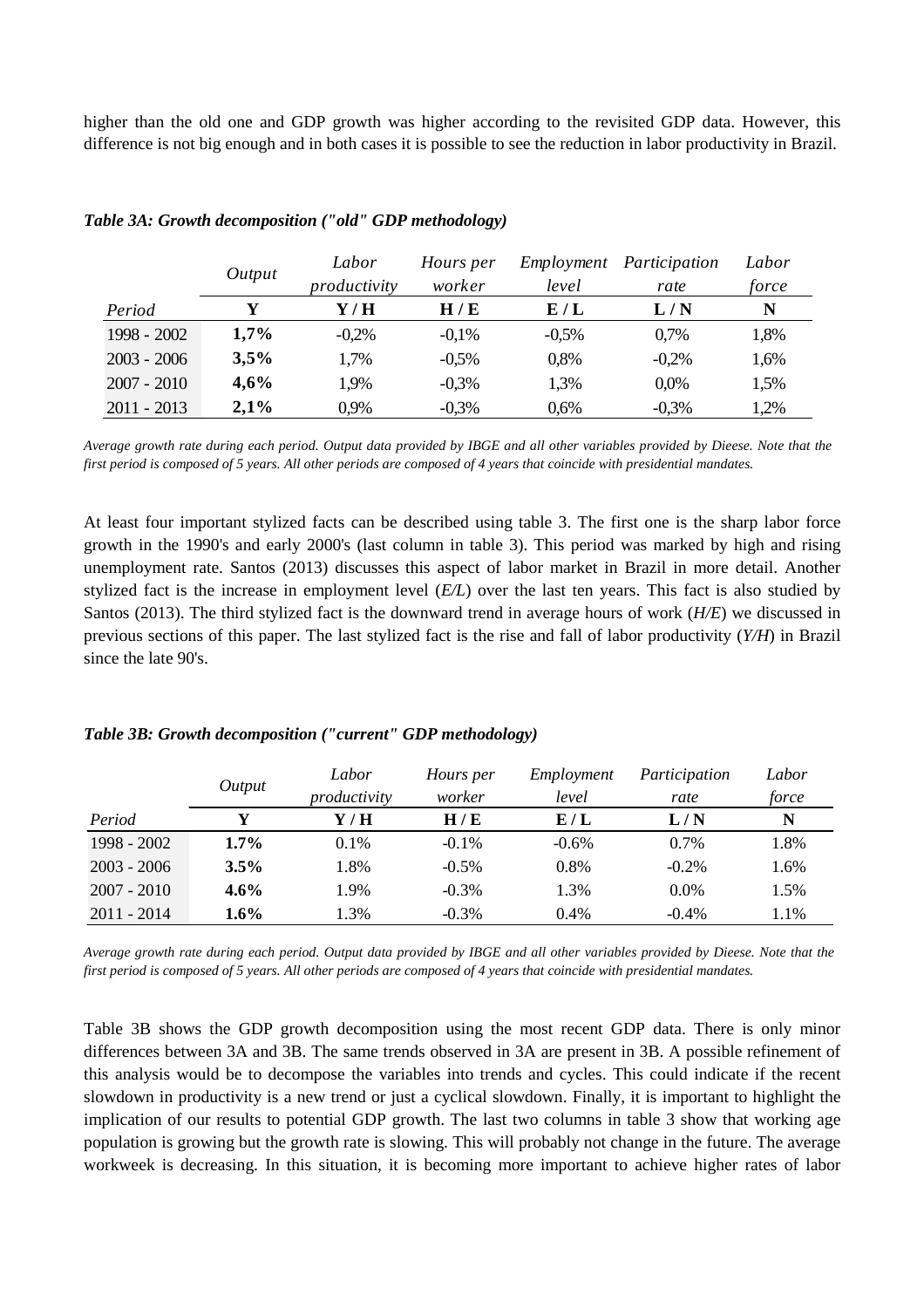higher than the old one and GDP growth was higher according to the revisited GDP data. However, this difference is not big enough and in both cases it is possible to see the reduction in labor productivity in Brazil.

***Table 3A: Growth decomposition ("old" GDP methodology)***

| | *Output* | *Labor productivity* | *Hours per worker* | *Employment level* | *Participation rate* | *Labor force* |
|---|---|---|---|---|---|---|
| *Period* | **Y** | **Y / H** | **H / E** | **E / L** | **L / N** | **N** |
| 1998 - 2002 | **1,7%** | -0,2% | -0,1% | -0,5% | 0,7% | 1,8% |
| 2003 - 2006 | **3,5%** | 1,7% | -0,5% | 0,8% | -0,2% | 1,6% |
| 2007 - 2010 | **4,6%** | 1,9% | -0,3% | 1,3% | 0,0% | 1,5% |
| 2011 - 2013 | **2,1%** | 0,9% | -0,3% | 0,6% | -0,3% | 1,2% |

*Average growth rate during each period. Output data provided by IBGE and all other variables provided by Dieese. Note that the first period is composed of 5 years. All other periods are composed of 4 years that coincide with presidential mandates.*

At least four important stylized facts can be described using table 3. The first one is the sharp labor force growth in the 1990's and early 2000's (last column in table 3). This period was marked by high and rising unemployment rate. Santos (2013) discusses this aspect of labor market in Brazil in more detail. Another stylized fact is the increase in employment level (*E/L*) over the last ten years. This fact is also studied by Santos (2013). The third stylized fact is the downward trend in average hours of work (*H/E*) we discussed in previous sections of this paper. The last stylized fact is the rise and fall of labor productivity (*Y/H*) in Brazil since the late 90's.

***Table 3B: Growth decomposition ("current" GDP methodology)***

| | *Output* | *Labor productivity* | *Hours per worker* | *Employment level* | *Participation rate* | *Labor force* |
|---|---|---|---|---|---|---|
| *Period* | **Y** | **Y / H** | **H / E** | **E / L** | **L / N** | **N** |
| 1998 - 2002 | **1.7%** | 0.1% | -0.1% | -0.6% | 0.7% | 1.8% |
| 2003 - 2006 | **3.5%** | 1.8% | -0.5% | 0.8% | -0.2% | 1.6% |
| 2007 - 2010 | **4.6%** | 1.9% | -0.3% | 1.3% | 0.0% | 1.5% |
| 2011 - 2014 | **1.6%** | 1.3% | -0.3% | 0.4% | -0.4% | 1.1% |

*Average growth rate during each period. Output data provided by IBGE and all other variables provided by Dieese. Note that the first period is composed of 5 years. All other periods are composed of 4 years that coincide with presidential mandates.*

Table 3B shows the GDP growth decomposition using the most recent GDP data. There is only minor differences between 3A and 3B. The same trends observed in 3A are present in 3B. A possible refinement of this analysis would be to decompose the variables into trends and cycles. This could indicate if the recent slowdown in productivity is a new trend or just a cyclical slowdown. Finally, it is important to highlight the implication of our results to potential GDP growth. The last two columns in table 3 show that working age population is growing but the growth rate is slowing. This will probably not change in the future. The average workweek is decreasing. In this situation, it is becoming more important to achieve higher rates of labor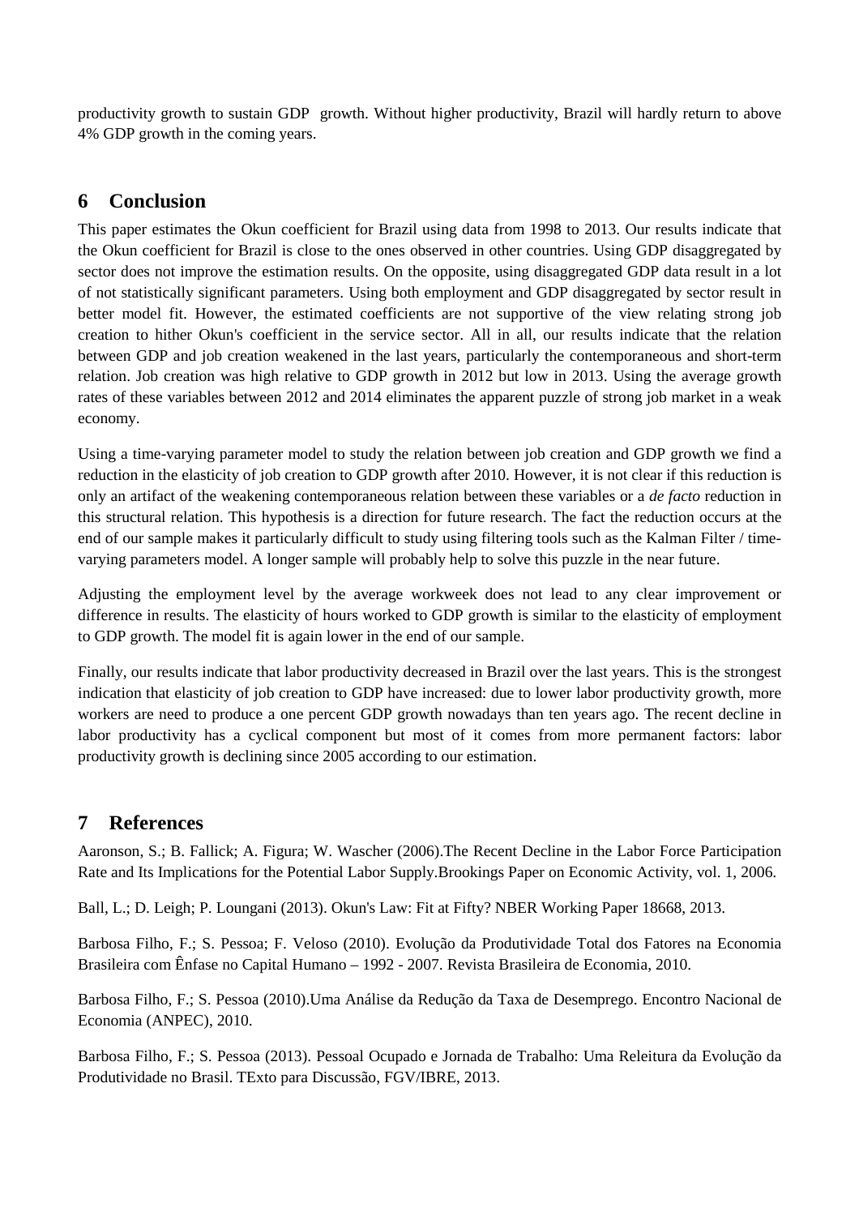productivity growth to sustain GDP growth. Without higher productivity, Brazil will hardly return to above 4% GDP growth in the coming years.

## 6 Conclusion

This paper estimates the Okun coefficient for Brazil using data from 1998 to 2013. Our results indicate that the Okun coefficient for Brazil is close to the ones observed in other countries. Using GDP disaggregated by sector does not improve the estimation results. On the opposite, using disaggregated GDP data result in a lot of not statistically significant parameters. Using both employment and GDP disaggregated by sector result in better model fit. However, the estimated coefficients are not supportive of the view relating strong job creation to hither Okun's coefficient in the service sector. All in all, our results indicate that the relation between GDP and job creation weakened in the last years, particularly the contemporaneous and short-term relation. Job creation was high relative to GDP growth in 2012 but low in 2013. Using the average growth rates of these variables between 2012 and 2014 eliminates the apparent puzzle of strong job market in a weak economy.

Using a time-varying parameter model to study the relation between job creation and GDP growth we find a reduction in the elasticity of job creation to GDP growth after 2010. However, it is not clear if this reduction is only an artifact of the weakening contemporaneous relation between these variables or a *de facto* reduction in this structural relation. This hypothesis is a direction for future research. The fact the reduction occurs at the end of our sample makes it particularly difficult to study using filtering tools such as the Kalman Filter / time-varying parameters model. A longer sample will probably help to solve this puzzle in the near future.

Adjusting the employment level by the average workweek does not lead to any clear improvement or difference in results. The elasticity of hours worked to GDP growth is similar to the elasticity of employment to GDP growth. The model fit is again lower in the end of our sample.

Finally, our results indicate that labor productivity decreased in Brazil over the last years. This is the strongest indication that elasticity of job creation to GDP have increased: due to lower labor productivity growth, more workers are need to produce a one percent GDP growth nowadays than ten years ago. The recent decline in labor productivity has a cyclical component but most of it comes from more permanent factors: labor productivity growth is declining since 2005 according to our estimation.

## 7 References

Aaronson, S.; B. Fallick; A. Figura; W. Wascher (2006).The Recent Decline in the Labor Force Participation Rate and Its Implications for the Potential Labor Supply.Brookings Paper on Economic Activity, vol. 1, 2006.

Ball, L.; D. Leigh; P. Loungani (2013). Okun's Law: Fit at Fifty? NBER Working Paper 18668, 2013.

Barbosa Filho, F.; S. Pessoa; F. Veloso (2010). Evolução da Produtividade Total dos Fatores na Economia Brasileira com Ênfase no Capital Humano – 1992 - 2007. Revista Brasileira de Economia, 2010.

Barbosa Filho, F.; S. Pessoa (2010).Uma Análise da Redução da Taxa de Desemprego. Encontro Nacional de Economia (ANPEC), 2010.

Barbosa Filho, F.; S. Pessoa (2013). Pessoal Ocupado e Jornada de Trabalho: Uma Releitura da Evolução da Produtividade no Brasil. TExto para Discussão, FGV/IBRE, 2013.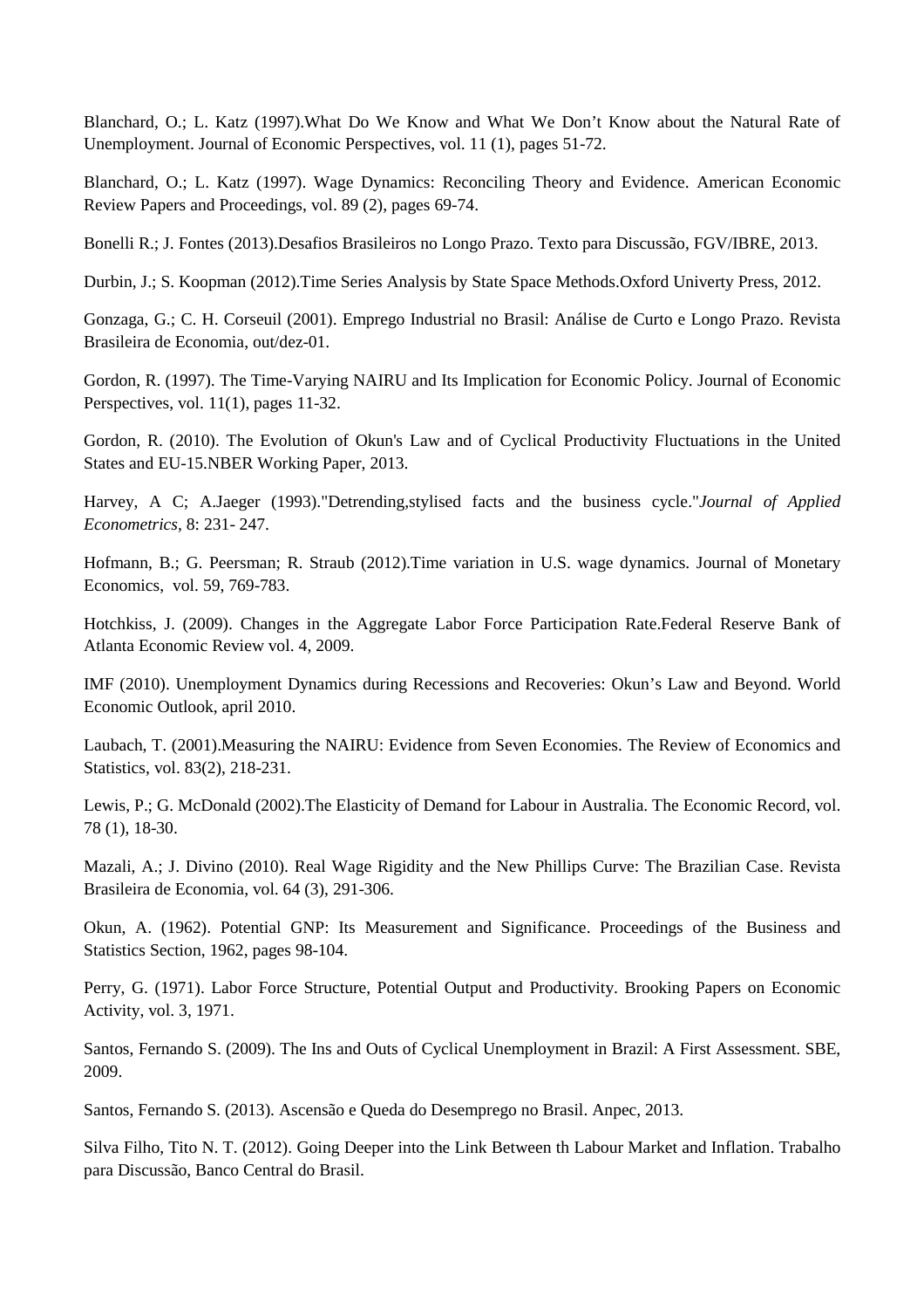Blanchard, O.; L. Katz (1997).What Do We Know and What We Don't Know about the Natural Rate of Unemployment. Journal of Economic Perspectives, vol. 11 (1), pages 51-72.

Blanchard, O.; L. Katz (1997). Wage Dynamics: Reconciling Theory and Evidence. American Economic Review Papers and Proceedings, vol. 89 (2), pages 69-74.

Bonelli R.; J. Fontes (2013).Desafios Brasileiros no Longo Prazo. Texto para Discussão, FGV/IBRE, 2013.

Durbin, J.; S. Koopman (2012).Time Series Analysis by State Space Methods.Oxford Univerty Press, 2012.

Gonzaga, G.; C. H. Corseuil (2001). Emprego Industrial no Brasil: Análise de Curto e Longo Prazo. Revista Brasileira de Economia, out/dez-01.

Gordon, R. (1997). The Time-Varying NAIRU and Its Implication for Economic Policy. Journal of Economic Perspectives, vol. 11(1), pages 11-32.

Gordon, R. (2010). The Evolution of Okun's Law and of Cyclical Productivity Fluctuations in the United States and EU-15.NBER Working Paper, 2013.

Harvey, A C; A.Jaeger (1993)."Detrending,stylised facts and the business cycle."*Journal of Applied Econometrics*, 8: 231- 247.

Hofmann, B.; G. Peersman; R. Straub (2012).Time variation in U.S. wage dynamics. Journal of Monetary Economics, vol. 59, 769-783.

Hotchkiss, J. (2009). Changes in the Aggregate Labor Force Participation Rate.Federal Reserve Bank of Atlanta Economic Review vol. 4, 2009.

IMF (2010). Unemployment Dynamics during Recessions and Recoveries: Okun's Law and Beyond. World Economic Outlook, april 2010.

Laubach, T. (2001).Measuring the NAIRU: Evidence from Seven Economies. The Review of Economics and Statistics, vol. 83(2), 218-231.

Lewis, P.; G. McDonald (2002).The Elasticity of Demand for Labour in Australia. The Economic Record, vol. 78 (1), 18-30.

Mazali, A.; J. Divino (2010). Real Wage Rigidity and the New Phillips Curve: The Brazilian Case. Revista Brasileira de Economia, vol. 64 (3), 291-306.

Okun, A. (1962). Potential GNP: Its Measurement and Significance. Proceedings of the Business and Statistics Section, 1962, pages 98-104.

Perry, G. (1971). Labor Force Structure, Potential Output and Productivity. Brooking Papers on Economic Activity, vol. 3, 1971.

Santos, Fernando S. (2009). The Ins and Outs of Cyclical Unemployment in Brazil: A First Assessment. SBE, 2009.

Santos, Fernando S. (2013). Ascensão e Queda do Desemprego no Brasil. Anpec, 2013.

Silva Filho, Tito N. T. (2012). Going Deeper into the Link Between th Labour Market and Inflation. Trabalho para Discussão, Banco Central do Brasil.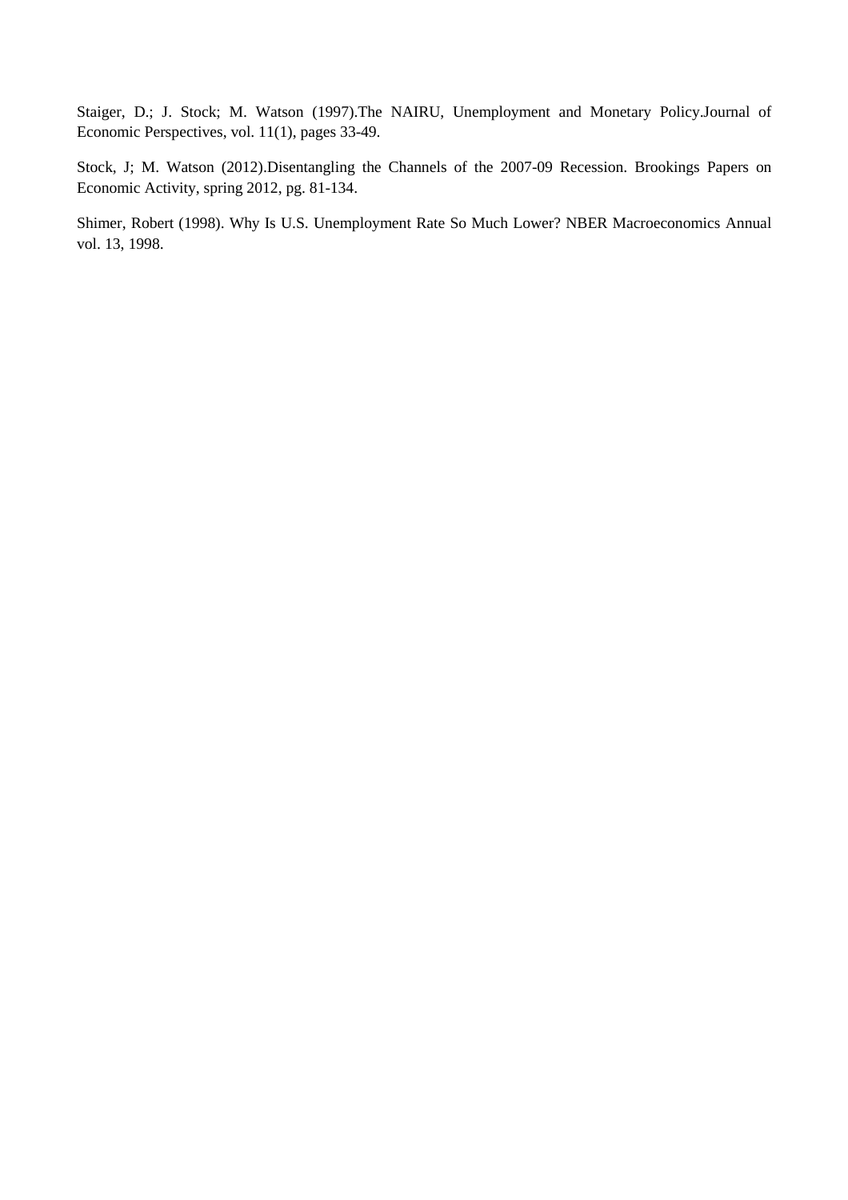Staiger, D.; J. Stock; M. Watson (1997).The NAIRU, Unemployment and Monetary Policy.Journal of Economic Perspectives, vol. 11(1), pages 33-49.

Stock, J; M. Watson (2012).Disentangling the Channels of the 2007-09 Recession. Brookings Papers on Economic Activity, spring 2012, pg. 81-134.

Shimer, Robert (1998). Why Is U.S. Unemployment Rate So Much Lower? NBER Macroeconomics Annual vol. 13, 1998.